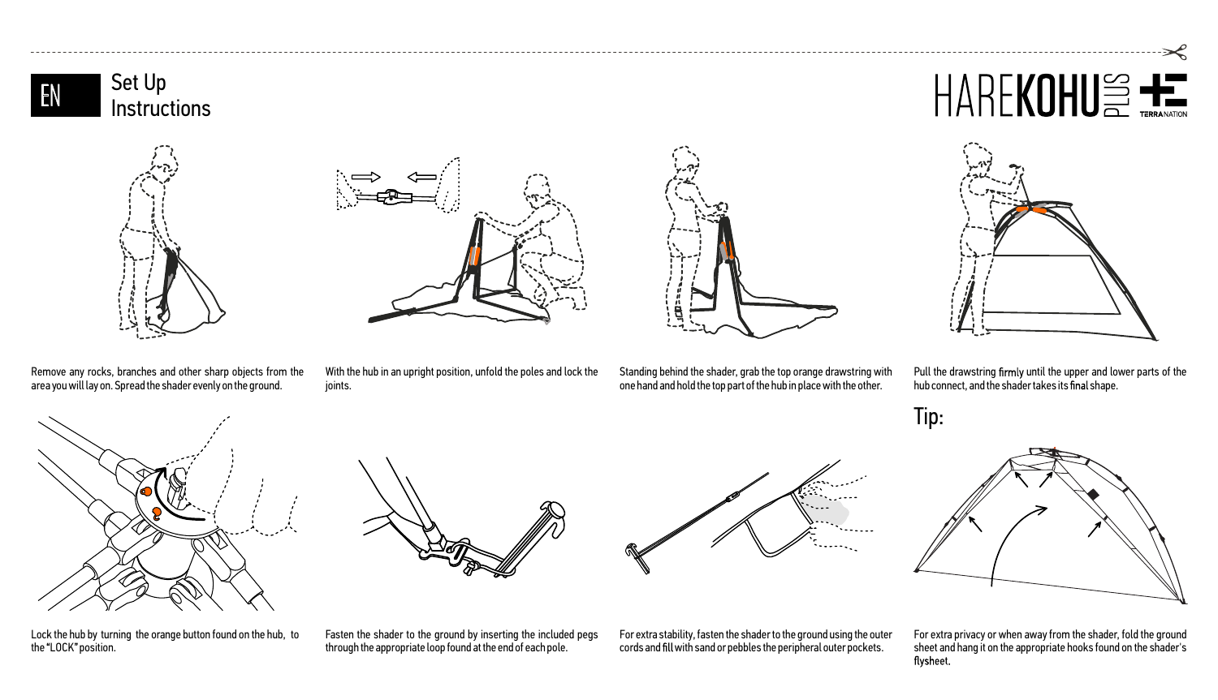EN

# Set Up Instructions

HAREKOHU PLUS

TERRANATION

Remove any rocks, branches and other sharp objects from the area you will lay on. Spread the shader evenly on the ground.

With the hub in an upright position, unfold the poles and lock the joints.

Standing behind the shader, grab the top orange drawstring with one hand and hold the top part of the hub in place with the other.

Pull the drawstring firmly until the upper and lower parts of the hub connect, and the shader takes its final shape.

Lock the hub by turning the orange button found on the hub, to the "LOCK" position.

Fasten the shader to the ground by inserting the included pegs through the appropriate loop found at the end of each pole.

For extra stability, fasten the shader to the ground using the outer cords and fill with sand or pebbles the peripheral outer pockets.

## Tip:

For extra privacy or when away from the shader, fold the ground sheet and hang it on the appropriate hooks found on the shader's flysheet.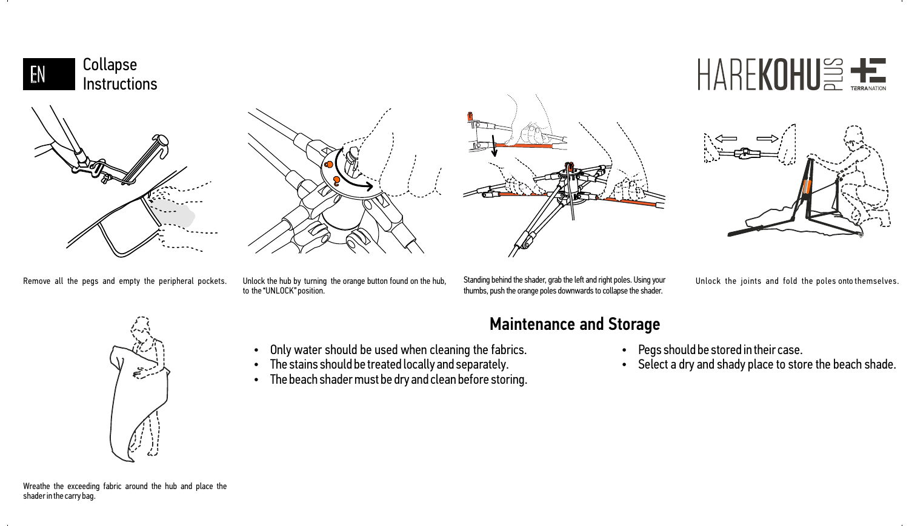EN

# Collapse Instructions

HAREKOHU PLUS

TERRANATION

Remove all the pegs and empty the peripheral pockets.

Unlock the hub by turning the orange button found on the hub, to the "UNLOCK" position.

Standing behind the shader, grab the left and right poles. Using your thumbs, push the orange poles downwards to collapse the shader.

Unlock the joints and fold the poles onto themselves.

Wreathe the exceeding fabric around the hub and place the shader in the carry bag.

## Maintenance and Storage

- Only water should be used when cleaning the fabrics.
- The stains should be treated locally and separately.
- The beach shader must be dry and clean before storing.
- Pegs should be stored in their case.
- Select a dry and shady place to store the beach shade.